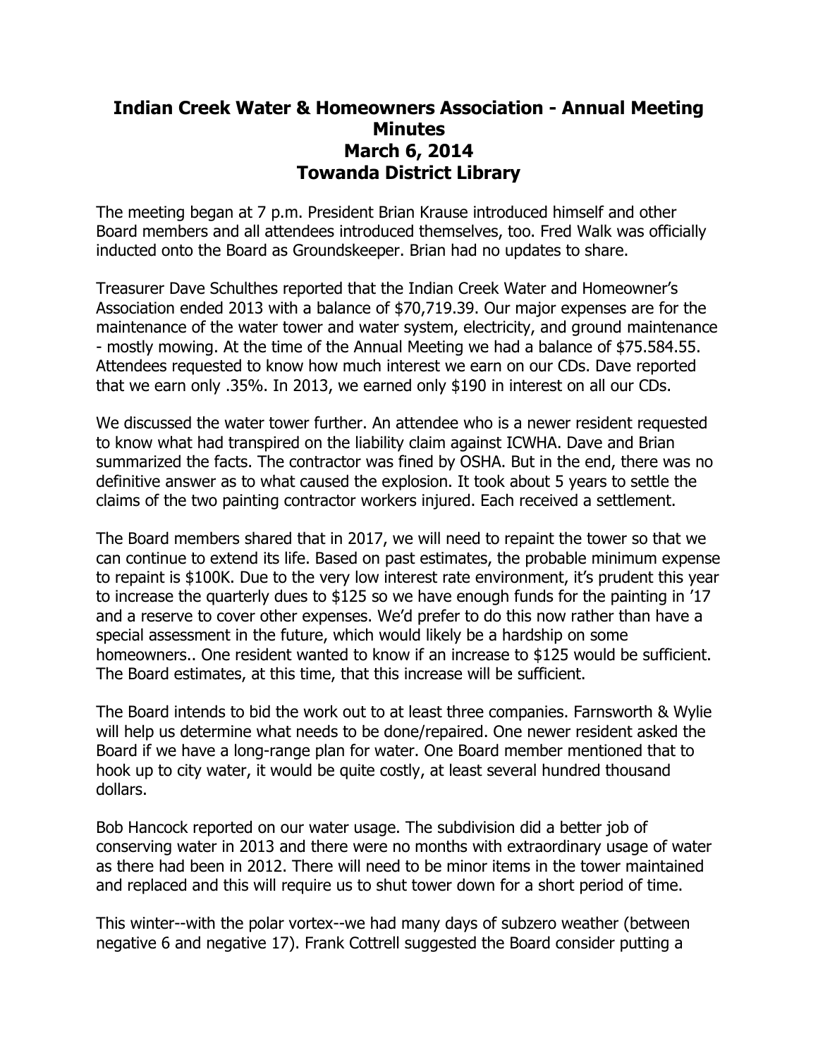# Indian Creek Water & Homeowners Association - Annual Meeting Minutes
# March 6, 2014
# Towanda District Library

The meeting began at 7 p.m. President Brian Krause introduced himself and other Board members and all attendees introduced themselves, too. Fred Walk was officially inducted onto the Board as Groundskeeper. Brian had no updates to share.

Treasurer Dave Schulthes reported that the Indian Creek Water and Homeowner's Association ended 2013 with a balance of $70,719.39. Our major expenses are for the maintenance of the water tower and water system, electricity, and ground maintenance - mostly mowing. At the time of the Annual Meeting we had a balance of $75.584.55. Attendees requested to know how much interest we earn on our CDs. Dave reported that we earn only .35%. In 2013, we earned only $190 in interest on all our CDs.

We discussed the water tower further. An attendee who is a newer resident requested to know what had transpired on the liability claim against ICWHA. Dave and Brian summarized the facts. The contractor was fined by OSHA. But in the end, there was no definitive answer as to what caused the explosion. It took about 5 years to settle the claims of the two painting contractor workers injured. Each received a settlement.

The Board members shared that in 2017, we will need to repaint the tower so that we can continue to extend its life. Based on past estimates, the probable minimum expense to repaint is $100K. Due to the very low interest rate environment, it's prudent this year to increase the quarterly dues to $125 so we have enough funds for the painting in '17 and a reserve to cover other expenses. We'd prefer to do this now rather than have a special assessment in the future, which would likely be a hardship on some homeowners.. One resident wanted to know if an increase to $125 would be sufficient. The Board estimates, at this time, that this increase will be sufficient.

The Board intends to bid the work out to at least three companies. Farnsworth & Wylie will help us determine what needs to be done/repaired. One newer resident asked the Board if we have a long-range plan for water. One Board member mentioned that to hook up to city water, it would be quite costly, at least several hundred thousand dollars.

Bob Hancock reported on our water usage. The subdivision did a better job of conserving water in 2013 and there were no months with extraordinary usage of water as there had been in 2012. There will need to be minor items in the tower maintained and replaced and this will require us to shut tower down for a short period of time.

This winter--with the polar vortex--we had many days of subzero weather (between negative 6 and negative 17). Frank Cottrell suggested the Board consider putting a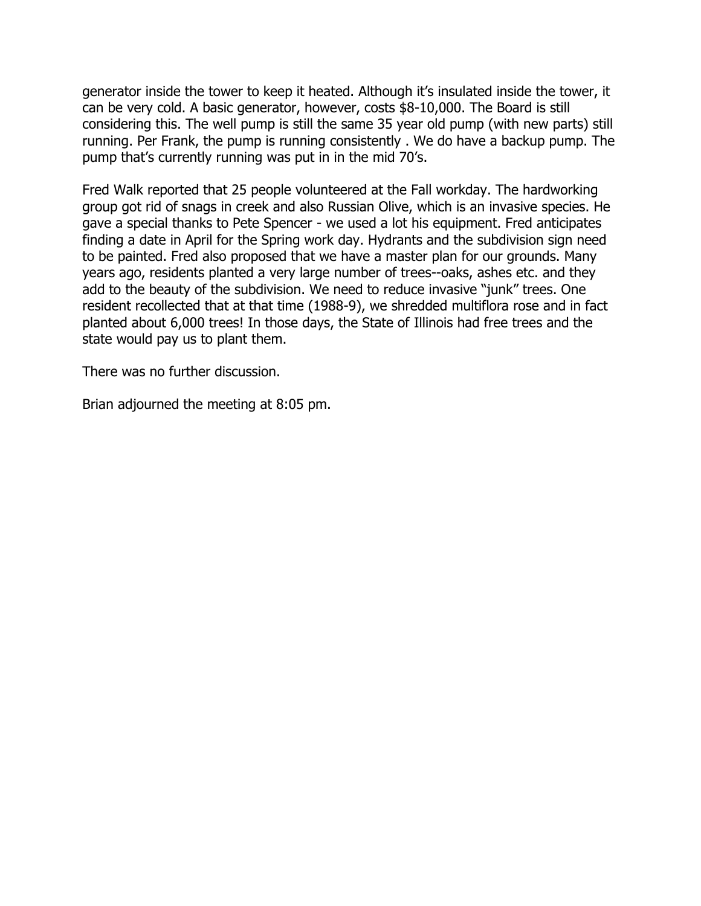generator inside the tower to keep it heated. Although it's insulated inside the tower, it can be very cold. A basic generator, however, costs $8-10,000. The Board is still considering this. The well pump is still the same 35 year old pump (with new parts) still running. Per Frank, the pump is running consistently . We do have a backup pump. The pump that's currently running was put in in the mid 70's.

Fred Walk reported that 25 people volunteered at the Fall workday. The hardworking group got rid of snags in creek and also Russian Olive, which is an invasive species. He gave a special thanks to Pete Spencer - we used a lot his equipment. Fred anticipates finding a date in April for the Spring work day. Hydrants and the subdivision sign need to be painted. Fred also proposed that we have a master plan for our grounds. Many years ago, residents planted a very large number of trees--oaks, ashes etc. and they add to the beauty of the subdivision. We need to reduce invasive "junk" trees. One resident recollected that at that time (1988-9), we shredded multiflora rose and in fact planted about 6,000 trees! In those days, the State of Illinois had free trees and the state would pay us to plant them.

There was no further discussion.

Brian adjourned the meeting at 8:05 pm.